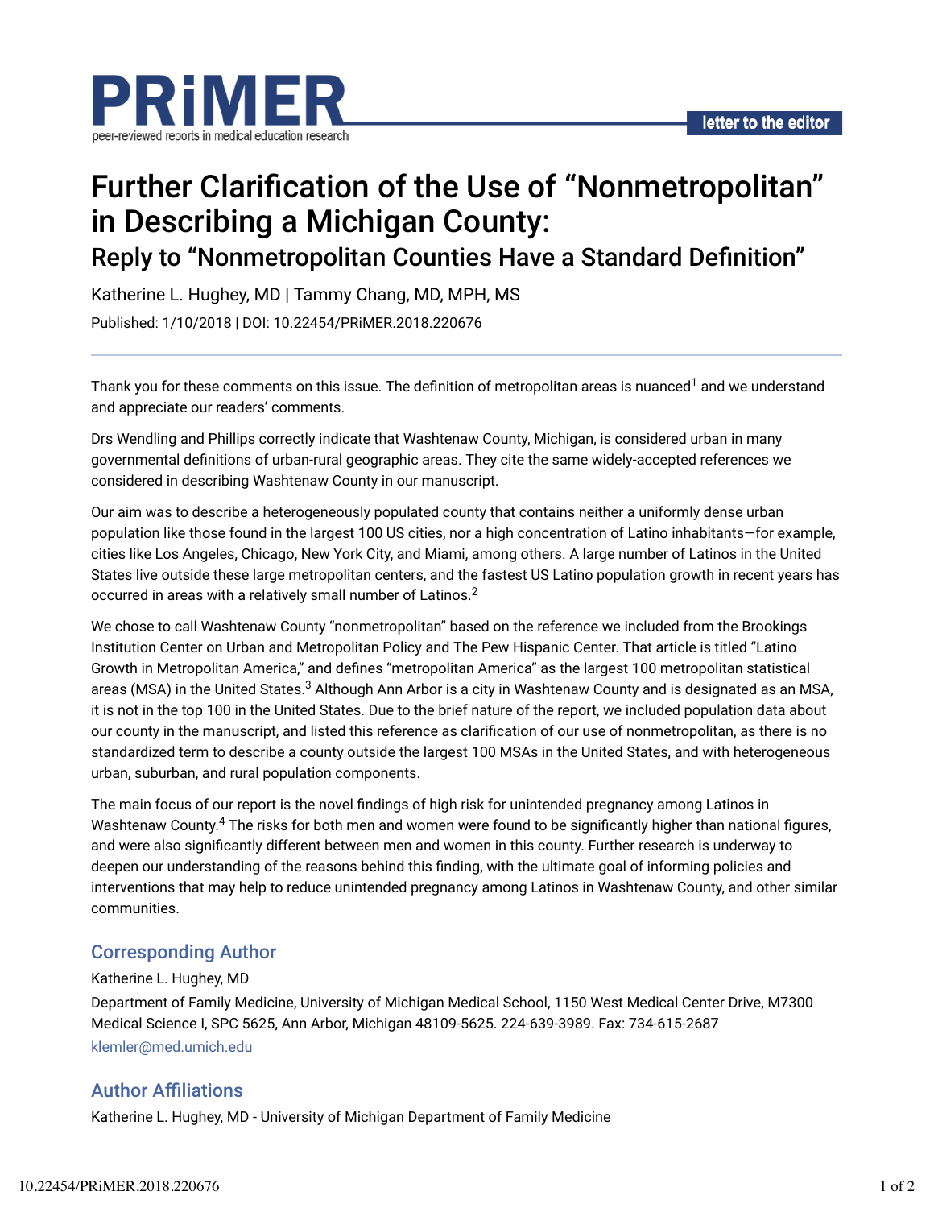PRiMER

peer-reviewed reports in medical education research

letter to the editor

# Further Clarification of the Use of “Nonmetropolitan” in Describing a Michigan County:

## Reply to “Nonmetropolitan Counties Have a Standard Definition”

Katherine L. Hughey, MD | Tammy Chang, MD, MPH, MS

Published: 1/10/2018 | DOI: 10.22454/PRiMER.2018.220676

Thank you for these comments on this issue. The definition of metropolitan areas is nuanced[1] and we understand and appreciate our readers’ comments.

Drs Wendling and Phillips correctly indicate that Washtenaw County, Michigan, is considered urban in many governmental definitions of urban-rural geographic areas. They cite the same widely-accepted references we considered in describing Washtenaw County in our manuscript.

Our aim was to describe a heterogeneously populated county that contains neither a uniformly dense urban population like those found in the largest 100 US cities, nor a high concentration of Latino inhabitants—for example, cities like Los Angeles, Chicago, New York City, and Miami, among others. A large number of Latinos in the United States live outside these large metropolitan centers, and the fastest US Latino population growth in recent years has occurred in areas with a relatively small number of Latinos.[2]

We chose to call Washtenaw County “nonmetropolitan” based on the reference we included from the Brookings Institution Center on Urban and Metropolitan Policy and The Pew Hispanic Center. That article is titled “Latino Growth in Metropolitan America,” and defines “metropolitan America” as the largest 100 metropolitan statistical areas (MSA) in the United States.[3] Although Ann Arbor is a city in Washtenaw County and is designated as an MSA, it is not in the top 100 in the United States. Due to the brief nature of the report, we included population data about our county in the manuscript, and listed this reference as clarification of our use of nonmetropolitan, as there is no standardized term to describe a county outside the largest 100 MSAs in the United States, and with heterogeneous urban, suburban, and rural population components.

The main focus of our report is the novel findings of high risk for unintended pregnancy among Latinos in Washtenaw County.[4] The risks for both men and women were found to be significantly higher than national figures, and were also significantly different between men and women in this county. Further research is underway to deepen our understanding of the reasons behind this finding, with the ultimate goal of informing policies and interventions that may help to reduce unintended pregnancy among Latinos in Washtenaw County, and other similar communities.

## Corresponding Author

Katherine L. Hughey, MD

Department of Family Medicine, University of Michigan Medical School, 1150 West Medical Center Drive, M7300 Medical Science I, SPC 5625, Ann Arbor, Michigan 48109-5625. 224-639-3989. Fax: 734-615-2687

klemler@med.umich.edu

## Author Affiliations

Katherine L. Hughey, MD - University of Michigan Department of Family Medicine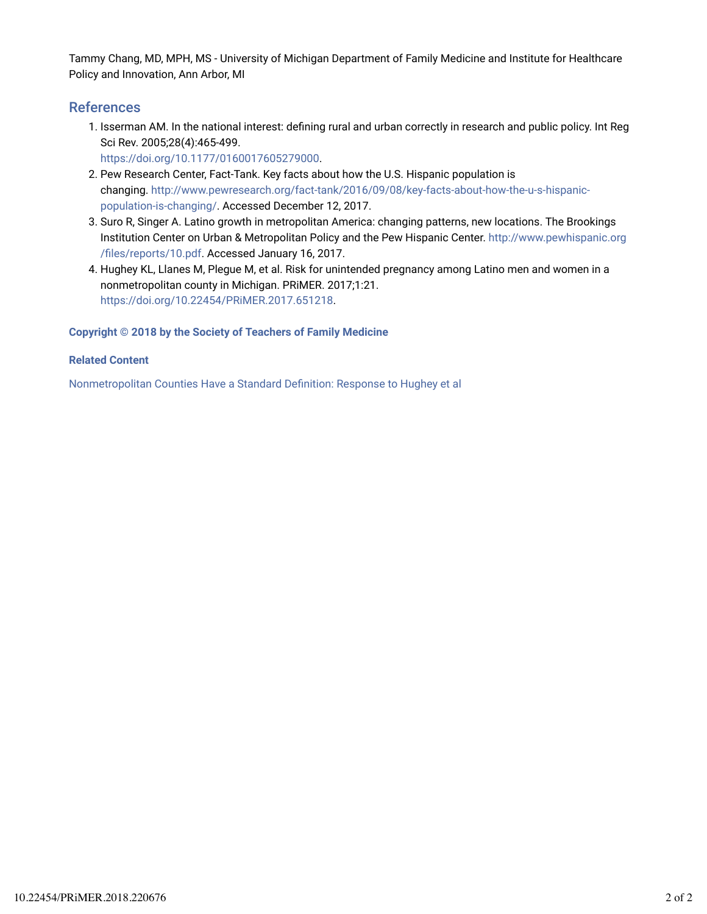Tammy Chang, MD, MPH, MS - University of Michigan Department of Family Medicine and Institute for Healthcare Policy and Innovation, Ann Arbor, MI

## References

1. Isserman AM. In the national interest: defining rural and urban correctly in research and public policy. Int Reg Sci Rev. 2005;28(4):465-499. https://doi.org/10.1177/0160017605279000.
2. Pew Research Center, Fact-Tank. Key facts about how the U.S. Hispanic population is changing. http://www.pewresearch.org/fact-tank/2016/09/08/key-facts-about-how-the-u-s-hispanic-population-is-changing/. Accessed December 12, 2017.
3. Suro R, Singer A. Latino growth in metropolitan America: changing patterns, new locations. The Brookings Institution Center on Urban & Metropolitan Policy and the Pew Hispanic Center. http://www.pewhispanic.org/files/reports/10.pdf. Accessed January 16, 2017.
4. Hughey KL, Llanes M, Plegue M, et al. Risk for unintended pregnancy among Latino men and women in a nonmetropolitan county in Michigan. PRiMER. 2017;1:21. https://doi.org/10.22454/PRiMER.2017.651218.

**Copyright © 2018 by the Society of Teachers of Family Medicine**

**Related Content**

Nonmetropolitan Counties Have a Standard Definition: Response to Hughey et al